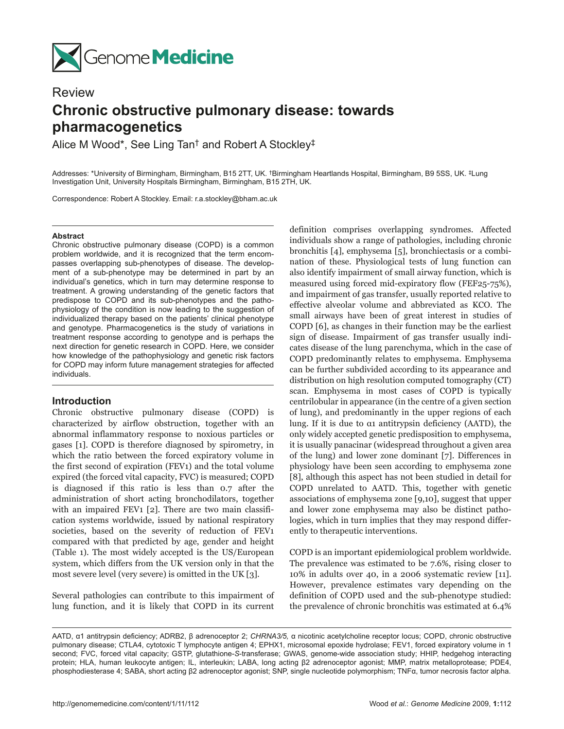Genome Medicine

Review

# Chronic obstructive pulmonary disease: towards pharmacogenetics

Alice M Wood*, See Ling Tan† and Robert A Stockley‡

Addresses: *University of Birmingham, Birmingham, B15 2TT, UK. †Birmingham Heartlands Hospital, Birmingham, B9 5SS, UK. ‡Lung Investigation Unit, University Hospitals Birmingham, Birmingham, B15 2TH, UK.

Correspondence: Robert A Stockley. Email: r.a.stockley@bham.ac.uk

### Abstract

Chronic obstructive pulmonary disease (COPD) is a common problem worldwide, and it is recognized that the term encompasses overlapping sub-phenotypes of disease. The development of a sub-phenotype may be determined in part by an individual's genetics, which in turn may determine response to treatment. A growing understanding of the genetic factors that predispose to COPD and its sub-phenotypes and the pathophysiology of the condition is now leading to the suggestion of individualized therapy based on the patients' clinical phenotype and genotype. Pharmacogenetics is the study of variations in treatment response according to genotype and is perhaps the next direction for genetic research in COPD. Here, we consider how knowledge of the pathophysiology and genetic risk factors for COPD may inform future management strategies for affected individuals.

## Introduction

Chronic obstructive pulmonary disease (COPD) is characterized by airflow obstruction, together with an abnormal inflammatory response to noxious particles or gases [1]. COPD is therefore diagnosed by spirometry, in which the ratio between the forced expiratory volume in the first second of expiration (FEV1) and the total volume expired (the forced vital capacity, FVC) is measured; COPD is diagnosed if this ratio is less than 0.7 after the administration of short acting bronchodilators, together with an impaired FEV1 [2]. There are two main classification systems worldwide, issued by national respiratory societies, based on the severity of reduction of FEV1 compared with that predicted by age, gender and height (Table 1). The most widely accepted is the US/European system, which differs from the UK version only in that the most severe level (very severe) is omitted in the UK [3].

Several pathologies can contribute to this impairment of lung function, and it is likely that COPD in its current definition comprises overlapping syndromes. Affected individuals show a range of pathologies, including chronic bronchitis [4], emphysema [5], bronchiectasis or a combination of these. Physiological tests of lung function can also identify impairment of small airway function, which is measured using forced mid-expiratory flow (FEF25-75%), and impairment of gas transfer, usually reported relative to effective alveolar volume and abbreviated as KCO. The small airways have been of great interest in studies of COPD [6], as changes in their function may be the earliest sign of disease. Impairment of gas transfer usually indicates disease of the lung parenchyma, which in the case of COPD predominantly relates to emphysema. Emphysema can be further subdivided according to its appearance and distribution on high resolution computed tomography (CT) scan. Emphysema in most cases of COPD is typically centrilobular in appearance (in the centre of a given section of lung), and predominantly in the upper regions of each lung. If it is due to α1 antitrypsin deficiency (AATD), the only widely accepted genetic predisposition to emphysema, it is usually panacinar (widespread throughout a given area of the lung) and lower zone dominant [7]. Differences in physiology have been seen according to emphysema zone [8], although this aspect has not been studied in detail for COPD unrelated to AATD. This, together with genetic associations of emphysema zone [9,10], suggest that upper and lower zone emphysema may also be distinct pathologies, which in turn implies that they may respond differently to therapeutic interventions.

COPD is an important epidemiological problem worldwide. The prevalence was estimated to be 7.6%, rising closer to 10% in adults over 40, in a 2006 systematic review [11]. However, prevalence estimates vary depending on the definition of COPD used and the sub-phenotype studied: the prevalence of chronic bronchitis was estimated at 6.4%

AATD, α1 antitrypsin deficiency; ADRB2, β adrenoceptor 2; *CHRNA3/5*, α nicotinic acetylcholine receptor locus; COPD, chronic obstructive pulmonary disease; CTLA4, cytotoxic T lymphocyte antigen 4; EPHX1, microsomal epoxide hydrolase; FEV1, forced expiratory volume in 1 second; FVC, forced vital capacity; GSTP, glutathione-*S*-transferase; GWAS, genome-wide association study; HHIP, hedgehog interacting protein; HLA, human leukocyte antigen; IL, interleukin; LABA, long acting β2 adrenoceptor agonist; MMP, matrix metalloprotease; PDE4, phosphodiesterase 4; SABA, short acting β2 adrenoceptor agonist; SNP, single nucleotide polymorphism; TNFα, tumor necrosis factor alpha.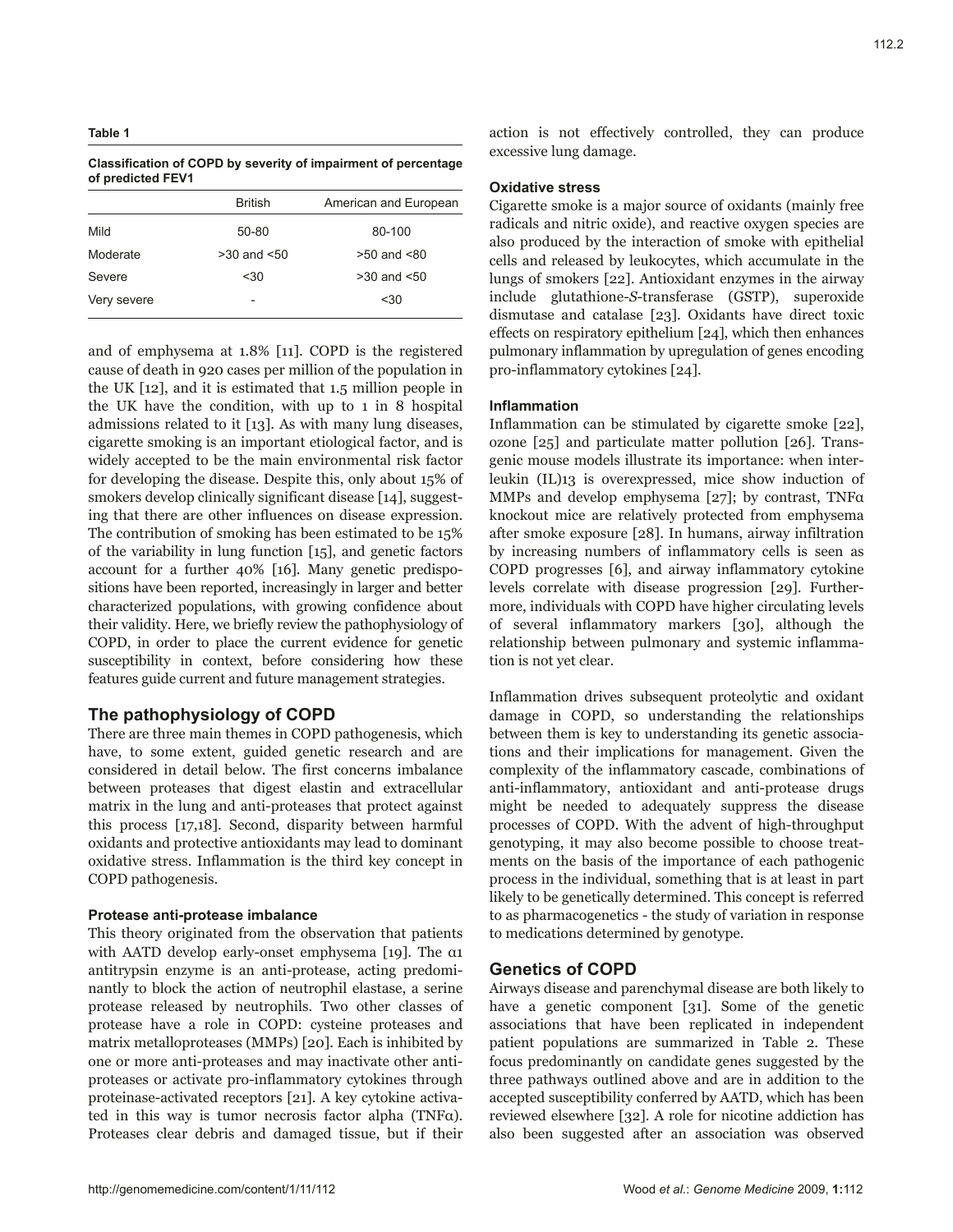**Table 1**

**Classification of COPD by severity of impairment of percentage of predicted FEV1**

| | British | American and European |
|---|---|---|
| Mild | 50-80 | 80-100 |
| Moderate | >30 and <50 | >50 and <80 |
| Severe | <30 | >30 and <50 |
| Very severe | - | <30 |

and of emphysema at 1.8% [11]. COPD is the registered cause of death in 920 cases per million of the population in the UK [12], and it is estimated that 1.5 million people in the UK have the condition, with up to 1 in 8 hospital admissions related to it [13]. As with many lung diseases, cigarette smoking is an important etiological factor, and is widely accepted to be the main environmental risk factor for developing the disease. Despite this, only about 15% of smokers develop clinically significant disease [14], suggesting that there are other influences on disease expression. The contribution of smoking has been estimated to be 15% of the variability in lung function [15], and genetic factors account for a further 40% [16]. Many genetic predispositions have been reported, increasingly in larger and better characterized populations, with growing confidence about their validity. Here, we briefly review the pathophysiology of COPD, in order to place the current evidence for genetic susceptibility in context, before considering how these features guide current and future management strategies.

## The pathophysiology of COPD

There are three main themes in COPD pathogenesis, which have, to some extent, guided genetic research and are considered in detail below. The first concerns imbalance between proteases that digest elastin and extracellular matrix in the lung and anti-proteases that protect against this process [17,18]. Second, disparity between harmful oxidants and protective antioxidants may lead to dominant oxidative stress. Inflammation is the third key concept in COPD pathogenesis.

### Protease anti-protease imbalance

This theory originated from the observation that patients with AATD develop early-onset emphysema [19]. The α1 antitrypsin enzyme is an anti-protease, acting predominantly to block the action of neutrophil elastase, a serine protease released by neutrophils. Two other classes of protease have a role in COPD: cysteine proteases and matrix metalloproteases (MMPs) [20]. Each is inhibited by one or more anti-proteases and may inactivate other anti-proteases or activate pro-inflammatory cytokines through proteinase-activated receptors [21]. A key cytokine activated in this way is tumor necrosis factor alpha (TNFα). Proteases clear debris and damaged tissue, but if their action is not effectively controlled, they can produce excessive lung damage.

### Oxidative stress

Cigarette smoke is a major source of oxidants (mainly free radicals and nitric oxide), and reactive oxygen species are also produced by the interaction of smoke with epithelial cells and released by leukocytes, which accumulate in the lungs of smokers [22]. Antioxidant enzymes in the airway include glutathione-*S*-transferase (GSTP), superoxide dismutase and catalase [23]. Oxidants have direct toxic effects on respiratory epithelium [24], which then enhances pulmonary inflammation by upregulation of genes encoding pro-inflammatory cytokines [24].

### Inflammation

Inflammation can be stimulated by cigarette smoke [22], ozone [25] and particulate matter pollution [26]. Transgenic mouse models illustrate its importance: when interleukin (IL)13 is overexpressed, mice show induction of MMPs and develop emphysema [27]; by contrast, TNFα knockout mice are relatively protected from emphysema after smoke exposure [28]. In humans, airway infiltration by increasing numbers of inflammatory cells is seen as COPD progresses [6], and airway inflammatory cytokine levels correlate with disease progression [29]. Furthermore, individuals with COPD have higher circulating levels of several inflammatory markers [30], although the relationship between pulmonary and systemic inflammation is not yet clear.

Inflammation drives subsequent proteolytic and oxidant damage in COPD, so understanding the relationships between them is key to understanding its genetic associations and their implications for management. Given the complexity of the inflammatory cascade, combinations of anti-inflammatory, antioxidant and anti-protease drugs might be needed to adequately suppress the disease processes of COPD. With the advent of high-throughput genotyping, it may also become possible to choose treatments on the basis of the importance of each pathogenic process in the individual, something that is at least in part likely to be genetically determined. This concept is referred to as pharmacogenetics - the study of variation in response to medications determined by genotype.

## Genetics of COPD

Airways disease and parenchymal disease are both likely to have a genetic component [31]. Some of the genetic associations that have been replicated in independent patient populations are summarized in Table 2. These focus predominantly on candidate genes suggested by the three pathways outlined above and are in addition to the accepted susceptibility conferred by AATD, which has been reviewed elsewhere [32]. A role for nicotine addiction has also been suggested after an association was observed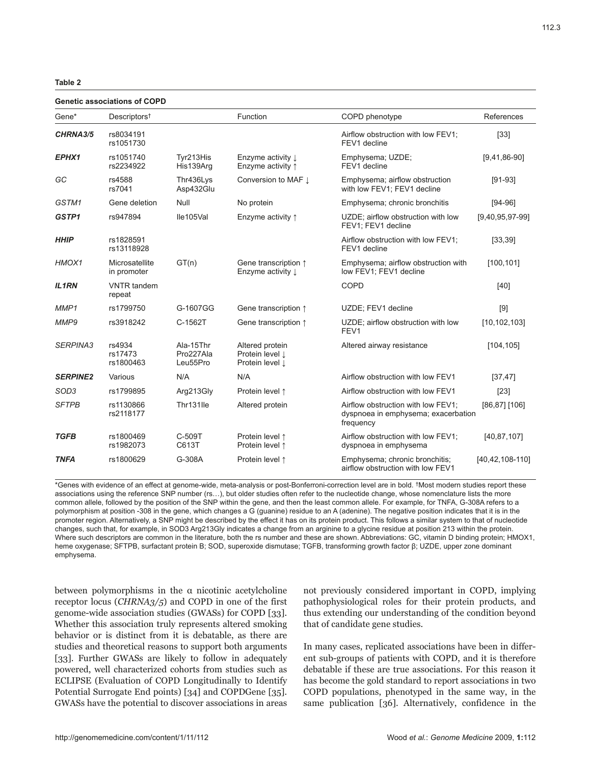**Table 2**

**Genetic associations of COPD**

| Gene* | Descriptors† | | Function | COPD phenotype | References |
|---|---|---|---|---|---|
| ***CHRNA3/5*** | rs8034191<br>rs1051730 | | | Airflow obstruction with low FEV1; FEV1 decline | [33] |
| ***EPHX1*** | rs1051740<br>rs2234922 | Tyr213His<br>His139Arg | Enzyme activity ↓<br>Enzyme activity ↑ | Emphysema; UZDE;<br>FEV1 decline | [9,41,86-90] |
| *GC* | rs4588<br>rs7041 | Thr436Lys<br>Asp432Glu | Conversion to MAF ↓ | Emphysema; airflow obstruction with low FEV1; FEV1 decline | [91-93] |
| *GSTM1* | Gene deletion | Null | No protein | Emphysema; chronic bronchitis | [94-96] |
| ***GSTP1*** | rs947894 | Ile105Val | Enzyme activity ↑ | UZDE; airflow obstruction with low FEV1; FEV1 decline | [9,40,95,97-99] |
| ***HHIP*** | rs1828591<br>rs13118928 | | | Airflow obstruction with low FEV1; FEV1 decline | [33,39] |
| *HMOX1* | Microsatellite in promoter | GT(n) | Gene transcription ↑<br>Enzyme activity ↓ | Emphysema; airflow obstruction with low FEV1; FEV1 decline | [100,101] |
| ***IL1RN*** | VNTR tandem repeat | | | COPD | [40] |
| *MMP1* | rs1799750 | G-1607GG | Gene transcription ↑ | UZDE; FEV1 decline | [9] |
| *MMP9* | rs3918242 | C-1562T | Gene transcription ↑ | UZDE; airflow obstruction with low FEV1 | [10,102,103] |
| *SERPINA3* | rs4934<br>rs17473<br>rs1800463 | Ala-15Thr<br>Pro227Ala<br>Leu55Pro | Altered protein<br>Protein level ↓<br>Protein level ↓ | Altered airway resistance | [104,105] |
| ***SERPINE2*** | Various | N/A | N/A | Airflow obstruction with low FEV1 | [37,47] |
| *SOD3* | rs1799895 | Arg213Gly | Protein level ↑ | Airflow obstruction with low FEV1 | [23] |
| *SFTPB* | rs1130866<br>rs2118177 | Thr131Ile | Altered protein | Airflow obstruction with low FEV1; dyspnoea in emphysema; exacerbation frequency | [86,87] [106] |
| ***TGFB*** | rs1800469<br>rs1982073 | C-509T<br>C613T | Protein level ↑<br>Protein level ↑ | Airflow obstruction with low FEV1; dyspnoea in emphysema | [40,87,107] |
| ***TNFA*** | rs1800629 | G-308A | Protein level ↑ | Emphysema; chronic bronchitis; airflow obstruction with low FEV1 | [40,42,108-110] |

*Genes with evidence of an effect at genome-wide, meta-analysis or post-Bonferroni-correction level are in bold. †Most modern studies report these associations using the reference SNP number (rs…), but older studies often refer to the nucleotide change, whose nomenclature lists the more common allele, followed by the position of the SNP within the gene, and then the least common allele. For example, for TNFA, G-308A refers to a polymorphism at position -308 in the gene, which changes a G (guanine) residue to an A (adenine). The negative position indicates that it is in the promoter region. Alternatively, a SNP might be described by the effect it has on its protein product. This follows a similar system to that of nucleotide changes, such that, for example, in SOD3 Arg213Gly indicates a change from an arginine to a glycine residue at position 213 within the protein. Where such descriptors are common in the literature, both the rs number and these are shown. Abbreviations: GC, vitamin D binding protein; HMOX1, heme oxygenase; SFTPB, surfactant protein B; SOD, superoxide dismutase; TGFB, transforming growth factor β; UZDE, upper zone dominant emphysema.

between polymorphisms in the α nicotinic acetylcholine receptor locus (*CHRNA3/5*) and COPD in one of the first genome-wide association studies (GWASs) for COPD [33]. Whether this association truly represents altered smoking behavior or is distinct from it is debatable, as there are studies and theoretical reasons to support both arguments [33]. Further GWASs are likely to follow in adequately powered, well characterized cohorts from studies such as ECLIPSE (Evaluation of COPD Longitudinally to Identify Potential Surrogate End points) [34] and COPDGene [35]. GWASs have the potential to discover associations in areas not previously considered important in COPD, implying pathophysiological roles for their protein products, and thus extending our understanding of the condition beyond that of candidate gene studies.

In many cases, replicated associations have been in different sub-groups of patients with COPD, and it is therefore debatable if these are true associations. For this reason it has become the gold standard to report associations in two COPD populations, phenotyped in the same way, in the same publication [36]. Alternatively, confidence in the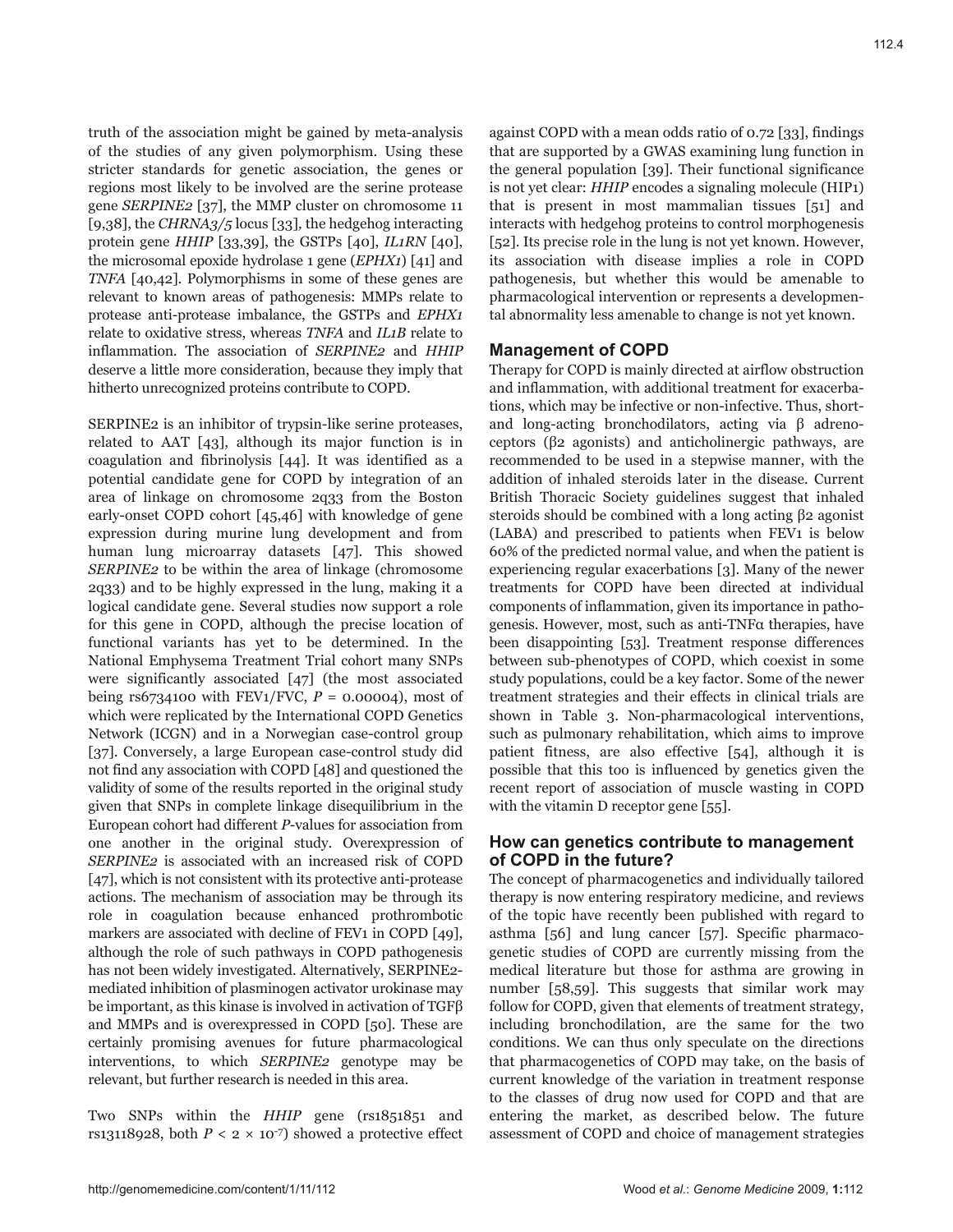truth of the association might be gained by meta-analysis of the studies of any given polymorphism. Using these stricter standards for genetic association, the genes or regions most likely to be involved are the serine protease gene *SERPINE2* [37], the MMP cluster on chromosome 11 [9,38], the *CHRNA3/5* locus [33], the hedgehog interacting protein gene *HHIP* [33,39], the GSTPs [40], *IL1RN* [40], the microsomal epoxide hydrolase 1 gene (*EPHX1*) [41] and *TNFA* [40,42]. Polymorphisms in some of these genes are relevant to known areas of pathogenesis: MMPs relate to protease anti-protease imbalance, the GSTPs and *EPHX1* relate to oxidative stress, whereas *TNFA* and *IL1B* relate to inflammation. The association of *SERPINE2* and *HHIP* deserve a little more consideration, because they imply that hitherto unrecognized proteins contribute to COPD.

SERPINE2 is an inhibitor of trypsin-like serine proteases, related to AAT [43], although its major function is in coagulation and fibrinolysis [44]. It was identified as a potential candidate gene for COPD by integration of an area of linkage on chromosome 2q33 from the Boston early-onset COPD cohort [45,46] with knowledge of gene expression during murine lung development and from human lung microarray datasets [47]. This showed *SERPINE2* to be within the area of linkage (chromosome 2q33) and to be highly expressed in the lung, making it a logical candidate gene. Several studies now support a role for this gene in COPD, although the precise location of functional variants has yet to be determined. In the National Emphysema Treatment Trial cohort many SNPs were significantly associated [47] (the most associated being rs6734100 with FEV1/FVC, $P = 0.00004$), most of which were replicated by the International COPD Genetics Network (ICGN) and in a Norwegian case-control group [37]. Conversely, a large European case-control study did not find any association with COPD [48] and questioned the validity of some of the results reported in the original study given that SNPs in complete linkage disequilibrium in the European cohort had different *P*-values for association from one another in the original study. Overexpression of *SERPINE2* is associated with an increased risk of COPD [47], which is not consistent with its protective anti-protease actions. The mechanism of association may be through its role in coagulation because enhanced prothrombotic markers are associated with decline of FEV1 in COPD [49], although the role of such pathways in COPD pathogenesis has not been widely investigated. Alternatively, SERPINE2-mediated inhibition of plasminogen activator urokinase may be important, as this kinase is involved in activation of TGFβ and MMPs and is overexpressed in COPD [50]. These are certainly promising avenues for future pharmacological interventions, to which *SERPINE2* genotype may be relevant, but further research is needed in this area.

Two SNPs within the *HHIP* gene (rs1851851 and rs13118928, both $P < 2 \times 10^{-7}$) showed a protective effect against COPD with a mean odds ratio of 0.72 [33], findings that are supported by a GWAS examining lung function in the general population [39]. Their functional significance is not yet clear: *HHIP* encodes a signaling molecule (HIP1) that is present in most mammalian tissues [51] and interacts with hedgehog proteins to control morphogenesis [52]. Its precise role in the lung is not yet known. However, its association with disease implies a role in COPD pathogenesis, but whether this would be amenable to pharmacological intervention or represents a developmental abnormality less amenable to change is not yet known.

## Management of COPD

Therapy for COPD is mainly directed at airflow obstruction and inflammation, with additional treatment for exacerbations, which may be infective or non-infective. Thus, short- and long-acting bronchodilators, acting via β adrenoceptors (β2 agonists) and anticholinergic pathways, are recommended to be used in a stepwise manner, with the addition of inhaled steroids later in the disease. Current British Thoracic Society guidelines suggest that inhaled steroids should be combined with a long acting β2 agonist (LABA) and prescribed to patients when FEV1 is below 60% of the predicted normal value, and when the patient is experiencing regular exacerbations [3]. Many of the newer treatments for COPD have been directed at individual components of inflammation, given its importance in pathogenesis. However, most, such as anti-TNFα therapies, have been disappointing [53]. Treatment response differences between sub-phenotypes of COPD, which coexist in some study populations, could be a key factor. Some of the newer treatment strategies and their effects in clinical trials are shown in Table 3. Non-pharmacological interventions, such as pulmonary rehabilitation, which aims to improve patient fitness, are also effective [54], although it is possible that this too is influenced by genetics given the recent report of association of muscle wasting in COPD with the vitamin D receptor gene [55].

## How can genetics contribute to management of COPD in the future?

The concept of pharmacogenetics and individually tailored therapy is now entering respiratory medicine, and reviews of the topic have recently been published with regard to asthma [56] and lung cancer [57]. Specific pharmacogenetic studies of COPD are currently missing from the medical literature but those for asthma are growing in number [58,59]. This suggests that similar work may follow for COPD, given that elements of treatment strategy, including bronchodilation, are the same for the two conditions. We can thus only speculate on the directions that pharmacogenetics of COPD may take, on the basis of current knowledge of the variation in treatment response to the classes of drug now used for COPD and that are entering the market, as described below. The future assessment of COPD and choice of management strategies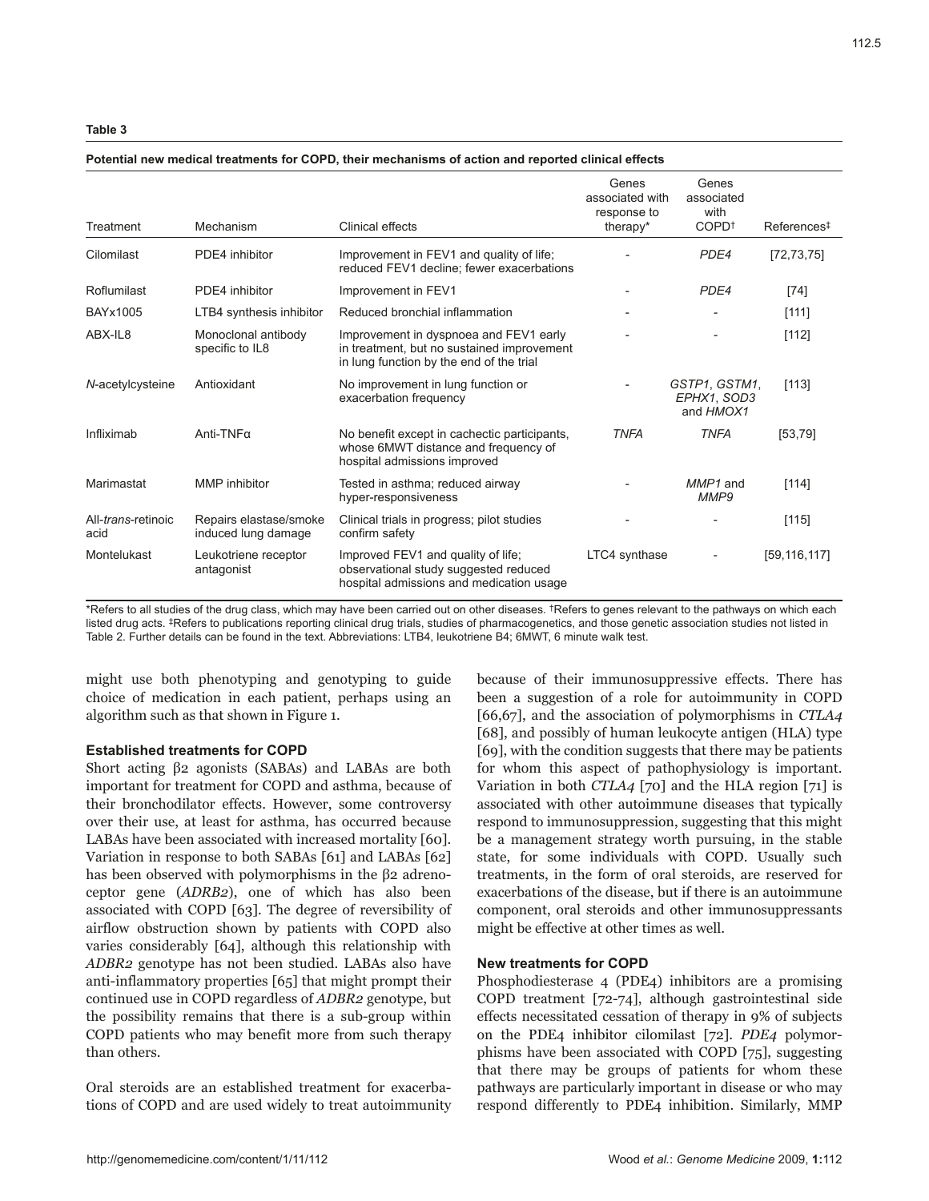**Table 3**

**Potential new medical treatments for COPD, their mechanisms of action and reported clinical effects**

| Treatment | Mechanism | Clinical effects | Genes associated with response to therapy* | Genes associated with COPD† | References‡ |
|---|---|---|---|---|---|
| Cilomilast | PDE4 inhibitor | Improvement in FEV1 and quality of life; reduced FEV1 decline; fewer exacerbations | - | *PDE4* | [72,73,75] |
| Roflumilast | PDE4 inhibitor | Improvement in FEV1 | - | *PDE4* | [74] |
| BAYx1005 | LTB4 synthesis inhibitor | Reduced bronchial inflammation | - | - | [111] |
| ABX-IL8 | Monoclonal antibody specific to IL8 | Improvement in dyspnoea and FEV1 early in treatment, but no sustained improvement in lung function by the end of the trial | - | - | [112] |
| *N*-acetylcysteine | Antioxidant | No improvement in lung function or exacerbation frequency | - | *GSTP1*, *GSTM1*, *EPHX1*, *SOD3* and *HMOX1* | [113] |
| Infliximab | Anti-TNFα | No benefit except in cachectic participants, whose 6MWT distance and frequency of hospital admissions improved | *TNFA* | *TNFA* | [53,79] |
| Marimastat | MMP inhibitor | Tested in asthma; reduced airway hyper-responsiveness | - | *MMP1* and *MMP9* | [114] |
| All-*trans*-retinoic acid | Repairs elastase/smoke induced lung damage | Clinical trials in progress; pilot studies confirm safety | - | - | [115] |
| Montelukast | Leukotriene receptor antagonist | Improved FEV1 and quality of life; observational study suggested reduced hospital admissions and medication usage | LTC4 synthase | - | [59,116,117] |

*Refers to all studies of the drug class, which may have been carried out on other diseases. †Refers to genes relevant to the pathways on which each listed drug acts. ‡Refers to publications reporting clinical drug trials, studies of pharmacogenetics, and those genetic association studies not listed in Table 2. Further details can be found in the text. Abbreviations: LTB4, leukotriene B4; 6MWT, 6 minute walk test.

might use both phenotyping and genotyping to guide choice of medication in each patient, perhaps using an algorithm such as that shown in Figure 1.

### Established treatments for COPD

Short acting β2 agonists (SABAs) and LABAs are both important for treatment for COPD and asthma, because of their bronchodilator effects. However, some controversy over their use, at least for asthma, has occurred because LABAs have been associated with increased mortality [60]. Variation in response to both SABAs [61] and LABAs [62] has been observed with polymorphisms in the β2 adrenoceptor gene (*ADRB2*), one of which has also been associated with COPD [63]. The degree of reversibility of airflow obstruction shown by patients with COPD also varies considerably [64], although this relationship with *ADBR2* genotype has not been studied. LABAs also have anti-inflammatory properties [65] that might prompt their continued use in COPD regardless of *ADBR2* genotype, but the possibility remains that there is a sub-group within COPD patients who may benefit more from such therapy than others.

Oral steroids are an established treatment for exacerbations of COPD and are used widely to treat autoimmunity because of their immunosuppressive effects. There has been a suggestion of a role for autoimmunity in COPD [66,67], and the association of polymorphisms in *CTLA4* [68], and possibly of human leukocyte antigen (HLA) type [69], with the condition suggests that there may be patients for whom this aspect of pathophysiology is important. Variation in both *CTLA4* [70] and the HLA region [71] is associated with other autoimmune diseases that typically respond to immunosuppression, suggesting that this might be a management strategy worth pursuing, in the stable state, for some individuals with COPD. Usually such treatments, in the form of oral steroids, are reserved for exacerbations of the disease, but if there is an autoimmune component, oral steroids and other immunosuppressants might be effective at other times as well.

### New treatments for COPD

Phosphodiesterase 4 (PDE4) inhibitors are a promising COPD treatment [72-74], although gastrointestinal side effects necessitated cessation of therapy in 9% of subjects on the PDE4 inhibitor cilomilast [72]. *PDE4* polymorphisms have been associated with COPD [75], suggesting that there may be groups of patients for whom these pathways are particularly important in disease or who may respond differently to PDE4 inhibition. Similarly, MMP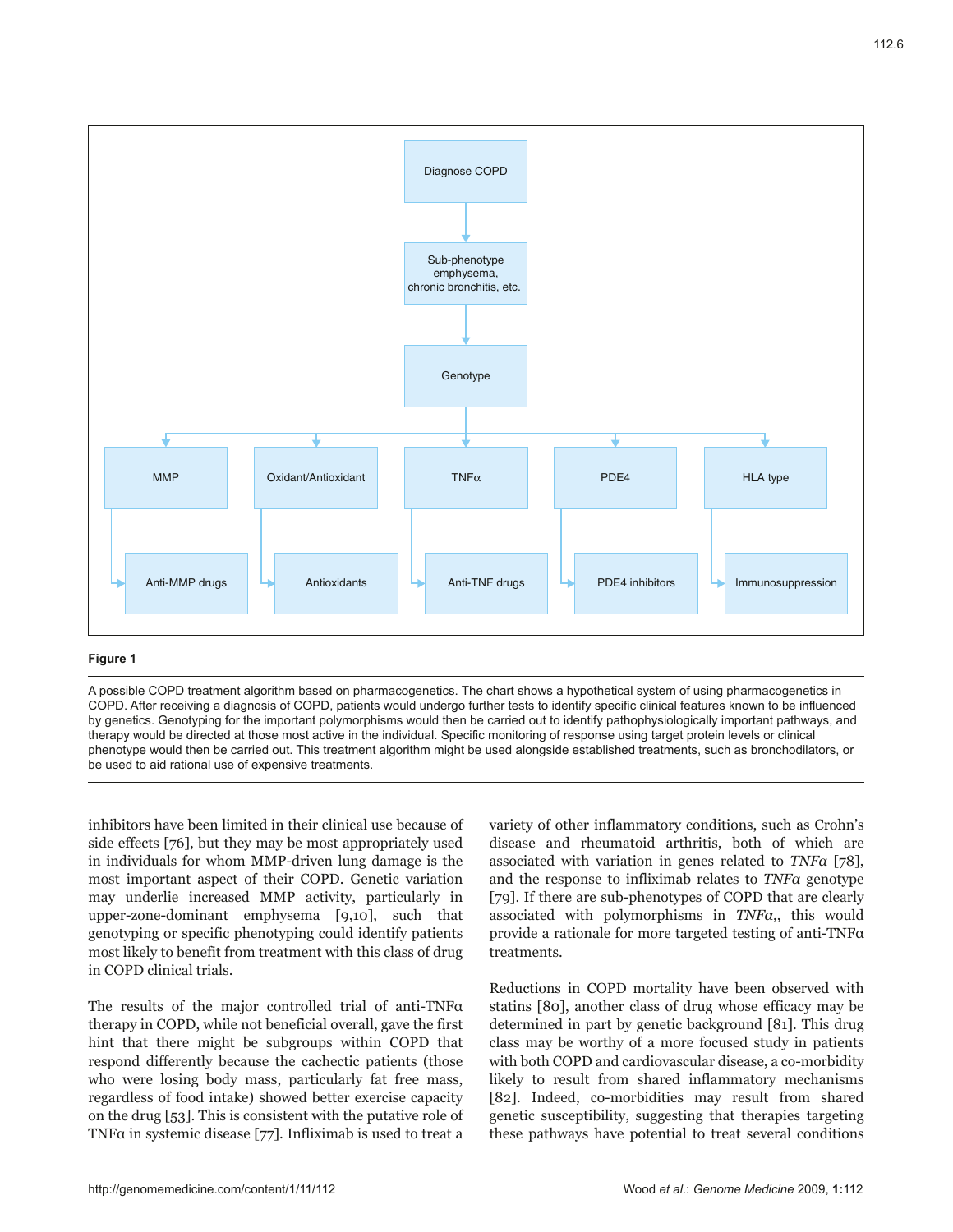**Figure 1**

A possible COPD treatment algorithm based on pharmacogenetics. The chart shows a hypothetical system of using pharmacogenetics in COPD. After receiving a diagnosis of COPD, patients would undergo further tests to identify specific clinical features known to be influenced by genetics. Genotyping for the important polymorphisms would then be carried out to identify pathophysiologically important pathways, and therapy would be directed at those most active in the individual. Specific monitoring of response using target protein levels or clinical phenotype would then be carried out. This treatment algorithm might be used alongside established treatments, such as bronchodilators, or be used to aid rational use of expensive treatments.

inhibitors have been limited in their clinical use because of side effects [76], but they may be most appropriately used in individuals for whom MMP-driven lung damage is the most important aspect of their COPD. Genetic variation may underlie increased MMP activity, particularly in upper-zone-dominant emphysema [9,10], such that genotyping or specific phenotyping could identify patients most likely to benefit from treatment with this class of drug in COPD clinical trials.

The results of the major controlled trial of anti-TNFα therapy in COPD, while not beneficial overall, gave the first hint that there might be subgroups within COPD that respond differently because the cachectic patients (those who were losing body mass, particularly fat free mass, regardless of food intake) showed better exercise capacity on the drug [53]. This is consistent with the putative role of TNFα in systemic disease [77]. Infliximab is used to treat a variety of other inflammatory conditions, such as Crohn's disease and rheumatoid arthritis, both of which are associated with variation in genes related to *TNFα* [78], and the response to infliximab relates to *TNFα* genotype [79]. If there are sub-phenotypes of COPD that are clearly associated with polymorphisms in *TNFα*,, this would provide a rationale for more targeted testing of anti-TNFα treatments.

Reductions in COPD mortality have been observed with statins [80], another class of drug whose efficacy may be determined in part by genetic background [81]. This drug class may be worthy of a more focused study in patients with both COPD and cardiovascular disease, a co-morbidity likely to result from shared inflammatory mechanisms [82]. Indeed, co-morbidities may result from shared genetic susceptibility, suggesting that therapies targeting these pathways have potential to treat several conditions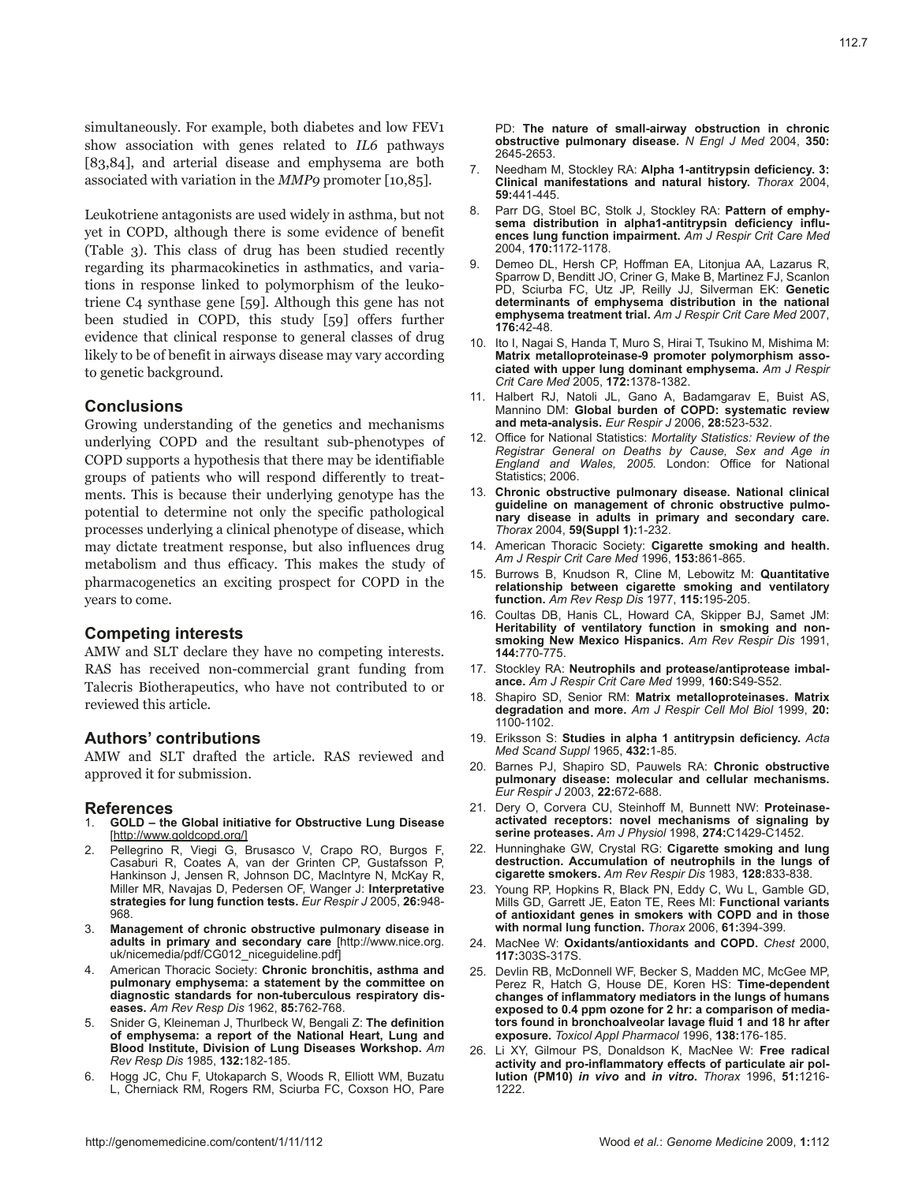simultaneously. For example, both diabetes and low FEV1 show association with genes related to *IL6* pathways [83,84], and arterial disease and emphysema are both associated with variation in the *MMP9* promoter [10,85].

Leukotriene antagonists are used widely in asthma, but not yet in COPD, although there is some evidence of benefit (Table 3). This class of drug has been studied recently regarding its pharmacokinetics in asthmatics, and variations in response linked to polymorphism of the leukotriene C4 synthase gene [59]. Although this gene has not been studied in COPD, this study [59] offers further evidence that clinical response to general classes of drug likely to be of benefit in airways disease may vary according to genetic background.

## Conclusions

Growing understanding of the genetics and mechanisms underlying COPD and the resultant sub-phenotypes of COPD supports a hypothesis that there may be identifiable groups of patients who will respond differently to treatments. This is because their underlying genotype has the potential to determine not only the specific pathological processes underlying a clinical phenotype of disease, which may dictate treatment response, but also influences drug metabolism and thus efficacy. This makes the study of pharmacogenetics an exciting prospect for COPD in the years to come.

## Competing interests

AMW and SLT declare they have no competing interests. RAS has received non-commercial grant funding from Talecris Biotherapeutics, who have not contributed to or reviewed this article.

## Authors' contributions

AMW and SLT drafted the article. RAS reviewed and approved it for submission.

## References

1. **GOLD – the Global initiative for Obstructive Lung Disease** [http://www.goldcopd.org/]
2. Pellegrino R, Viegi G, Brusasco V, Crapo RO, Burgos F, Casaburi R, Coates A, van der Grinten CP, Gustafsson P, Hankinson J, Jensen R, Johnson DC, MacIntyre N, McKay R, Miller MR, Navajas D, Pedersen OF, Wanger J: **Interpretative strategies for lung function tests.** *Eur Respir J* 2005, **26:**948-968.
3. **Management of chronic obstructive pulmonary disease in adults in primary and secondary care** [http://www.nice.org.uk/nicemedia/pdf/CG012_niceguideline.pdf]
4. American Thoracic Society: **Chronic bronchitis, asthma and pulmonary emphysema: a statement by the committee on diagnostic standards for non-tuberculous respiratory diseases.** *Am Rev Resp Dis* 1962, **85:**762-768.
5. Snider G, Kleineman J, Thurlbeck W, Bengali Z: **The definition of emphysema: a report of the National Heart, Lung and Blood Institute, Division of Lung Diseases Workshop.** *Am Rev Resp Dis* 1985, **132:**182-185.
6. Hogg JC, Chu F, Utokaparch S, Woods R, Elliott WM, Buzatu L, Cherniack RM, Rogers RM, Sciurba FC, Coxson HO, Pare PD: **The nature of small-airway obstruction in chronic obstructive pulmonary disease.** *N Engl J Med* 2004, **350:**2645-2653.
7. Needham M, Stockley RA: **Alpha 1-antitrypsin deficiency. 3: Clinical manifestations and natural history.** *Thorax* 2004, **59:**441-445.
8. Parr DG, Stoel BC, Stolk J, Stockley RA: **Pattern of emphysema distribution in alpha1-antitrypsin deficiency influences lung function impairment.** *Am J Respir Crit Care Med* 2004, **170:**1172-1178.
9. Demeo DL, Hersh CP, Hoffman EA, Litonjua AA, Lazarus R, Sparrow D, Benditt JO, Criner G, Make B, Martinez FJ, Scanlon PD, Sciurba FC, Utz JP, Reilly JJ, Silverman EK: **Genetic determinants of emphysema distribution in the national emphysema treatment trial.** *Am J Respir Crit Care Med* 2007, **176:**42-48.
10. Ito I, Nagai S, Handa T, Muro S, Hirai T, Tsukino M, Mishima M: **Matrix metalloproteinase-9 promoter polymorphism associated with upper lung dominant emphysema.** *Am J Respir Crit Care Med* 2005, **172:**1378-1382.
11. Halbert RJ, Natoli JL, Gano A, Badamgarav E, Buist AS, Mannino DM: **Global burden of COPD: systematic review and meta-analysis.** *Eur Respir J* 2006, **28:**523-532.
12. Office for National Statistics: *Mortality Statistics: Review of the Registrar General on Deaths by Cause, Sex and Age in England and Wales, 2005.* London: Office for National Statistics; 2006.
13. **Chronic obstructive pulmonary disease. National clinical guideline on management of chronic obstructive pulmonary disease in adults in primary and secondary care.** *Thorax* 2004, **59(Suppl 1):**1-232.
14. American Thoracic Society: **Cigarette smoking and health.** *Am J Respir Crit Care Med* 1996, **153:**861-865.
15. Burrows B, Knudson R, Cline M, Lebowitz M: **Quantitative relationship between cigarette smoking and ventilatory function.** *Am Rev Resp Dis* 1977, **115:**195-205.
16. Coultas DB, Hanis CL, Howard CA, Skipper BJ, Samet JM: **Heritability of ventilatory function in smoking and nonsmoking New Mexico Hispanics.** *Am Rev Respir Dis* 1991, **144:**770-775.
17. Stockley RA: **Neutrophils and protease/antiprotease imbalance.** *Am J Respir Crit Care Med* 1999, **160:**S49-S52.
18. Shapiro SD, Senior RM: **Matrix metalloproteinases. Matrix degradation and more.** *Am J Respir Cell Mol Biol* 1999, **20:**1100-1102.
19. Eriksson S: **Studies in alpha 1 antitrypsin deficiency.** *Acta Med Scand Suppl* 1965, **432:**1-85.
20. Barnes PJ, Shapiro SD, Pauwels RA: **Chronic obstructive pulmonary disease: molecular and cellular mechanisms.** *Eur Respir J* 2003, **22:**672-688.
21. Dery O, Corvera CU, Steinhoff M, Bunnett NW: **Proteinase-activated receptors: novel mechanisms of signaling by serine proteases.** *Am J Physiol* 1998, **274:**C1429-C1452.
22. Hunninghake GW, Crystal RG: **Cigarette smoking and lung destruction. Accumulation of neutrophils in the lungs of cigarette smokers.** *Am Rev Respir Dis* 1983, **128:**833-838.
23. Young RP, Hopkins R, Black PN, Eddy C, Wu L, Gamble GD, Mills GD, Garrett JE, Eaton TE, Rees MI: **Functional variants of antioxidant genes in smokers with COPD and in those with normal lung function.** *Thorax* 2006, **61:**394-399.
24. MacNee W: **Oxidants/antioxidants and COPD.** *Chest* 2000, **117:**303S-317S.
25. Devlin RB, McDonnell WF, Becker S, Madden MC, McGee MP, Perez R, Hatch G, House DE, Koren HS: **Time-dependent changes of inflammatory mediators in the lungs of humans exposed to 0.4 ppm ozone for 2 hr: a comparison of mediators found in bronchoalveolar lavage fluid 1 and 18 hr after exposure.** *Toxicol Appl Pharmacol* 1996, **138:**176-185.
26. Li XY, Gilmour PS, Donaldson K, MacNee W: **Free radical activity and pro-inflammatory effects of particulate air pollution (PM10) *in vivo* and *in vitro*.** *Thorax* 1996, **51:**1216-1222.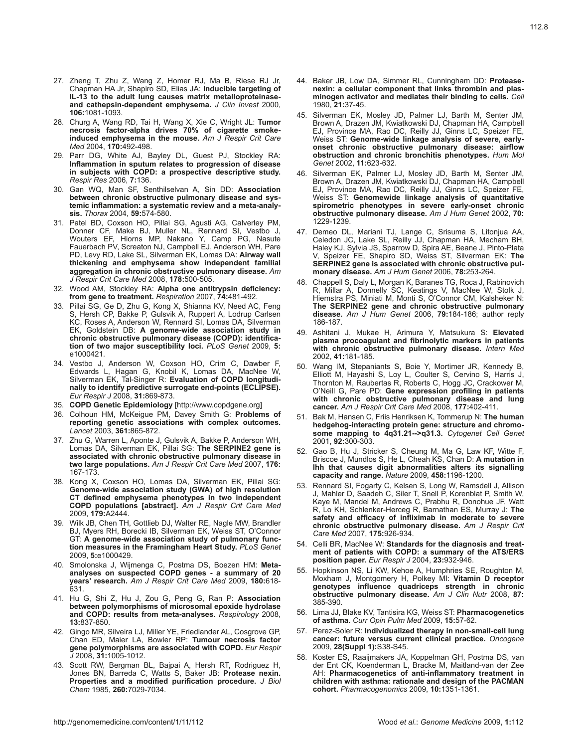27. Zheng T, Zhu Z, Wang Z, Homer RJ, Ma B, Riese RJ Jr, Chapman HA Jr, Shapiro SD, Elias JA: **Inducible targeting of IL-13 to the adult lung causes matrix metalloproteinase- and cathepsin-dependent emphysema.** *J Clin Invest* 2000, **106:**1081-1093.
28. Churg A, Wang RD, Tai H, Wang X, Xie C, Wright JL: **Tumor necrosis factor-alpha drives 70% of cigarette smoke-induced emphysema in the mouse.** *Am J Respir Crit Care Med* 2004, **170:**492-498.
29. Parr DG, White AJ, Bayley DL, Guest PJ, Stockley RA: **Inflammation in sputum relates to progression of disease in subjects with COPD: a prospective descriptive study.** *Respir Res* 2006, **7:**136.
30. Gan WQ, Man SF, Senthilselvan A, Sin DD: **Association between chronic obstructive pulmonary disease and systemic inflammation: a systematic review and a meta-analysis.** *Thorax* 2004, **59:**574-580.
31. Patel BD, Coxson HO, Pillai SG, Agusti AG, Calverley PM, Donner CF, Make BJ, Muller NL, Rennard SI, Vestbo J, Wouters EF, Hiorns MP, Nakano Y, Camp PG, Nasute Fauerbach PV, Screaton NJ, Campbell EJ, Anderson WH, Pare PD, Levy RD, Lake SL, Silverman EK, Lomas DA: **Airway wall thickening and emphysema show independent familial aggregation in chronic obstructive pulmonary disease.** *Am J Respir Crit Care Med* 2008, **178:**500-505.
32. Wood AM, Stockley RA: **Alpha one antitrypsin deficiency: from gene to treatment.** *Respiration* 2007, **74:**481-492.
33. Pillai SG, Ge D, Zhu G, Kong X, Shianna KV, Need AC, Feng S, Hersh CP, Bakke P, Gulsvik A, Ruppert A, Lodrup Carlsen KC, Roses A, Anderson W, Rennard SI, Lomas DA, Silverman EK, Goldstein DB: **A genome-wide association study in chronic obstructive pulmonary disease (COPD): identification of two major susceptibility loci.** *PLoS Genet* 2009, **5:** e1000421.
34. Vestbo J, Anderson W, Coxson HO, Crim C, Dawber F, Edwards L, Hagan G, Knobil K, Lomas DA, MacNee W, Silverman EK, Tal-Singer R: **Evaluation of COPD longitudinally to identify predictive surrogate end-points (ECLIPSE).** *Eur Respir J* 2008, **31:**869-873.
35. **COPD Genetic Epidemiology** [http://www.copdgene.org]
36. Colhoun HM, McKeigue PM, Davey Smith G: **Problems of reporting genetic associations with complex outcomes.** *Lancet* 2003, **361:**865-872.
37. Zhu G, Warren L, Aponte J, Gulsvik A, Bakke P, Anderson WH, Lomas DA, Silverman EK, Pillai SG: **The SERPINE2 gene is associated with chronic obstructive pulmonary disease in two large populations.** *Am J Respir Crit Care Med* 2007, **176:** 167-173.
38. Kong X, Coxson HO, Lomas DA, Silverman EK, Pillai SG: **Genome-wide association study (GWA) of high resolution CT defined emphysema phenotypes in two independent COPD populations [abstract].** *Am J Respir Crit Care Med* 2009, **179:**A2444.
39. Wilk JB, Chen TH, Gottlieb DJ, Walter RE, Nagle MW, Brandler BJ, Myers RH, Borecki IB, Silverman EK, Weiss ST, O'Connor GT: **A genome-wide association study of pulmonary function measures in the Framingham Heart Study.** *PLoS Genet* 2009, **5:**e1000429.
40. Smolonska J, Wijmenga C, Postma DS, Boezen HM: **Meta-analyses on suspected COPD genes - a summary of 20 years' research.** *Am J Respir Crit Care Med* 2009, **180:**618-631.
41. Hu G, Shi Z, Hu J, Zou G, Peng G, Ran P: **Association between polymorphisms of microsomal epoxide hydrolase and COPD: results from meta-analyses.** *Respirology* 2008, **13:**837-850.
42. Gingo MR, Silveira LJ, Miller YE, Friedlander AL, Cosgrove GP, Chan ED, Maier LA, Bowler RP: **Tumour necrosis factor gene polymorphisms are associated with COPD.** *Eur Respir J* 2008, **31:**1005-1012.
43. Scott RW, Bergman BL, Bajpai A, Hersh RT, Rodriguez H, Jones BN, Barreda C, Watts S, Baker JB: **Protease nexin. Properties and a modified purification procedure.** *J Biol Chem* 1985, **260:**7029-7034.
44. Baker JB, Low DA, Simmer RL, Cunningham DD: **Protease-nexin: a cellular component that links thrombin and plasminogen activator and mediates their binding to cells.** *Cell* 1980, **21:**37-45.
45. Silverman EK, Mosley JD, Palmer LJ, Barth M, Senter JM, Brown A, Drazen JM, Kwiatkowski DJ, Chapman HA, Campbell EJ, Province MA, Rao DC, Reilly JJ, Ginns LC, Speizer FE, Weiss ST: **Genome-wide linkage analysis of severe, early-onset chronic obstructive pulmonary disease: airflow obstruction and chronic bronchitis phenotypes.** *Hum Mol Genet* 2002, **11:**623-632.
46. Silverman EK, Palmer LJ, Mosley JD, Barth M, Senter JM, Brown A, Drazen JM, Kwiatkowski DJ, Chapman HA, Campbell EJ, Province MA, Rao DC, Reilly JJ, Ginns LC, Speizer FE, Weiss ST: **Genomewide linkage analysis of quantitative spirometric phenotypes in severe early-onset chronic obstructive pulmonary disease.** *Am J Hum Genet* 2002, **70:** 1229-1239.
47. Demeo DL, Mariani TJ, Lange C, Srisuma S, Litonjua AA, Celedon JC, Lake SL, Reilly JJ, Chapman HA, Mecham BH, Haley KJ, Sylvia JS, Sparrow D, Spira AE, Beane J, Pinto-Plata V, Speizer FE, Shapiro SD, Weiss ST, Silverman EK: **The SERPINE2 gene is associated with chronic obstructive pulmonary disease.** *Am J Hum Genet* 2006, **78:**253-264.
48. Chappell S, Daly L, Morgan K, Baranes TG, Roca J, Rabinovich R, Millar A, Donnelly SC, Keatings V, MacNee W, Stolk J, Hiemstra PS, Miniati M, Monti S, O'Connor CM, Kalsheker N: **The SERPINE2 gene and chronic obstructive pulmonary disease.** *Am J Hum Genet* 2006, **79:**184-186; author reply 186-187.
49. Ashitani J, Mukae H, Arimura Y, Matsukura S: **Elevated plasma procoagulant and fibrinolytic markers in patients with chronic obstructive pulmonary disease.** *Intern Med* 2002, **41:**181-185.
50. Wang IM, Stepaniants S, Boie Y, Mortimer JR, Kennedy B, Elliott M, Hayashi S, Loy L, Coulter S, Cervino S, Harris J, Thornton M, Raubertas R, Roberts C, Hogg JC, Crackower M, O'Neill G, Pare PD: **Gene expression profiling in patients with chronic obstructive pulmonary disease and lung cancer.** *Am J Respir Crit Care Med* 2008, **177:**402-411.
51. Bak M, Hansen C, Friis Henriksen K, Tommerup N: **The human hedgehog-interacting protein gene: structure and chromosome mapping to 4q31.21-->q31.3.** *Cytogenet Cell Genet* 2001, **92:**300-303.
52. Gao B, Hu J, Stricker S, Cheung M, Ma G, Law KF, Witte F, Briscoe J, Mundlos S, He L, Cheah KS, Chan D: **A mutation in Ihh that causes digit abnormalities alters its signalling capacity and range.** *Nature* 2009, **458:**1196-1200.
53. Rennard SI, Fogarty C, Kelsen S, Long W, Ramsdell J, Allison J, Mahler D, Saadeh C, Siler T, Snell P, Korenblat P, Smith W, Kaye M, Mandel M, Andrews C, Prabhu R, Donohue JF, Watt R, Lo KH, Schlenker-Herceg R, Barnathan ES, Murray J: **The safety and efficacy of infliximab in moderate to severe chronic obstructive pulmonary disease.** *Am J Respir Crit Care Med* 2007, **175:**926-934.
54. Celli BR, MacNee W: **Standards for the diagnosis and treatment of patients with COPD: a summary of the ATS/ERS position paper.** *Eur Respir J* 2004, **23:**932-946.
55. Hopkinson NS, Li KW, Kehoe A, Humphries SE, Roughton M, Moxham J, Montgomery H, Polkey MI: **Vitamin D receptor genotypes influence quadriceps strength in chronic obstructive pulmonary disease.** *Am J Clin Nutr* 2008, **87:** 385-390.
56. Lima JJ, Blake KV, Tantisira KG, Weiss ST: **Pharmacogenetics of asthma.** *Curr Opin Pulm Med* 2009, **15:**57-62.
57. Perez-Soler R: **Individualized therapy in non-small-cell lung cancer: future versus current clinical practice.** *Oncogene* 2009, **28(Suppl 1):**S38-S45.
58. Koster ES, Raaijmakers JA, Koppelman GH, Postma DS, van der Ent CK, Koenderman L, Bracke M, Maitland-van der Zee AH: **Pharmacogenetics of anti-inflammatory treatment in children with asthma: rationale and design of the PACMAN cohort.** *Pharmacogenomics* 2009, **10:**1351-1361.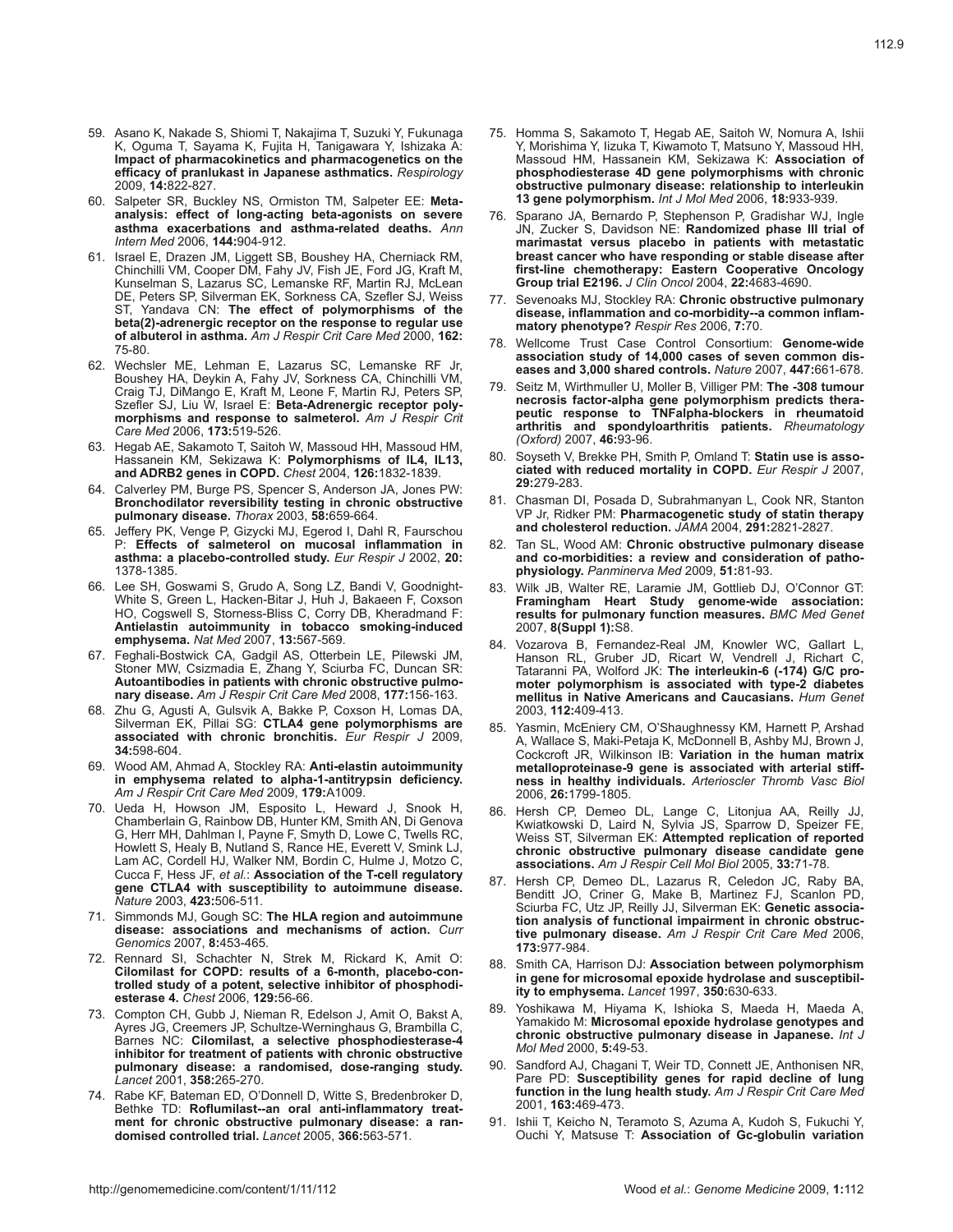59. Asano K, Nakade S, Shiomi T, Nakajima T, Suzuki Y, Fukunaga K, Oguma T, Sayama K, Fujita H, Tanigawara Y, Ishizaka A: **Impact of pharmacokinetics and pharmacogenetics on the efficacy of pranlukast in Japanese asthmatics.** *Respirology* 2009, **14:**822-827.
60. Salpeter SR, Buckley NS, Ormiston TM, Salpeter EE: **Meta-analysis: effect of long-acting beta-agonists on severe asthma exacerbations and asthma-related deaths.** *Ann Intern Med* 2006, **144:**904-912.
61. Israel E, Drazen JM, Liggett SB, Boushey HA, Cherniack RM, Chinchilli VM, Cooper DM, Fahy JV, Fish JE, Ford JG, Kraft M, Kunselman S, Lazarus SC, Lemanske RF, Martin RJ, McLean DE, Peters SP, Silverman EK, Sorkness CA, Szefler SJ, Weiss ST, Yandava CN: **The effect of polymorphisms of the beta(2)-adrenergic receptor on the response to regular use of albuterol in asthma.** *Am J Respir Crit Care Med* 2000, **162:** 75-80.
62. Wechsler ME, Lehman E, Lazarus SC, Lemanske RF Jr, Boushey HA, Deykin A, Fahy JV, Sorkness CA, Chinchilli VM, Craig TJ, DiMango E, Kraft M, Leone F, Martin RJ, Peters SP, Szefler SJ, Liu W, Israel E: **Beta-Adrenergic receptor polymorphisms and response to salmeterol.** *Am J Respir Crit Care Med* 2006, **173:**519-526.
63. Hegab AE, Sakamoto T, Saitoh W, Massoud HH, Massoud HM, Hassanein KM, Sekizawa K: **Polymorphisms of IL4, IL13, and ADRB2 genes in COPD.** *Chest* 2004, **126:**1832-1839.
64. Calverley PM, Burge PS, Spencer S, Anderson JA, Jones PW: **Bronchodilator reversibility testing in chronic obstructive pulmonary disease.** *Thorax* 2003, **58:**659-664.
65. Jeffery PK, Venge P, Gizycki MJ, Egerod I, Dahl R, Faurschou P: **Effects of salmeterol on mucosal inflammation in asthma: a placebo-controlled study.** *Eur Respir J* 2002, **20:** 1378-1385.
66. Lee SH, Goswami S, Grudo A, Song LZ, Bandi V, Goodnight-White S, Green L, Hacken-Bitar J, Huh J, Bakaeen F, Coxson HO, Cogswell S, Storness-Bliss C, Corry DB, Kheradmand F: **Antielastin autoimmunity in tobacco smoking-induced emphysema.** *Nat Med* 2007, **13:**567-569.
67. Feghali-Bostwick CA, Gadgil AS, Otterbein LE, Pilewski JM, Stoner MW, Csizmadia E, Zhang Y, Sciurba FC, Duncan SR: **Autoantibodies in patients with chronic obstructive pulmonary disease.** *Am J Respir Crit Care Med* 2008, **177:**156-163.
68. Zhu G, Agusti A, Gulsvik A, Bakke P, Coxson H, Lomas DA, Silverman EK, Pillai SG: **CTLA4 gene polymorphisms are associated with chronic bronchitis.** *Eur Respir J* 2009, **34:**598-604.
69. Wood AM, Ahmad A, Stockley RA: **Anti-elastin autoimmunity in emphysema related to alpha-1-antitrypsin deficiency.** *Am J Respir Crit Care Med* 2009, **179:**A1009.
70. Ueda H, Howson JM, Esposito L, Heward J, Snook H, Chamberlain G, Rainbow DB, Hunter KM, Smith AN, Di Genova G, Herr MH, Dahlman I, Payne F, Smyth D, Lowe C, Twells RC, Howlett S, Healy B, Nutland S, Rance HE, Everett V, Smink LJ, Lam AC, Cordell HJ, Walker NM, Bordin C, Hulme J, Motzo C, Cucca F, Hess JF, *et al.*: **Association of the T-cell regulatory gene CTLA4 with susceptibility to autoimmune disease.** *Nature* 2003, **423:**506-511.
71. Simmonds MJ, Gough SC: **The HLA region and autoimmune disease: associations and mechanisms of action.** *Curr Genomics* 2007, **8:**453-465.
72. Rennard SI, Schachter N, Strek M, Rickard K, Amit O: **Cilomilast for COPD: results of a 6-month, placebo-controlled study of a potent, selective inhibitor of phosphodiesterase 4.** *Chest* 2006, **129:**56-66.
73. Compton CH, Gubb J, Nieman R, Edelson J, Amit O, Bakst A, Ayres JG, Creemers JP, Schultze-Werninghaus G, Brambilla C, Barnes NC: **Cilomilast, a selective phosphodiesterase-4 inhibitor for treatment of patients with chronic obstructive pulmonary disease: a randomised, dose-ranging study.** *Lancet* 2001, **358:**265-270.
74. Rabe KF, Bateman ED, O'Donnell D, Witte S, Bredenbroker D, Bethke TD: **Roflumilast--an oral anti-inflammatory treatment for chronic obstructive pulmonary disease: a randomised controlled trial.** *Lancet* 2005, **366:**563-571.
75. Homma S, Sakamoto T, Hegab AE, Saitoh W, Nomura A, Ishii Y, Morishima Y, Iizuka T, Kiwamoto T, Matsuno Y, Massoud HH, Massoud HM, Hassanein KM, Sekizawa K: **Association of phosphodiesterase 4D gene polymorphisms with chronic obstructive pulmonary disease: relationship to interleukin 13 gene polymorphism.** *Int J Mol Med* 2006, **18:**933-939.
76. Sparano JA, Bernardo P, Stephenson P, Gradishar WJ, Ingle JN, Zucker S, Davidson NE: **Randomized phase III trial of marimastat versus placebo in patients with metastatic breast cancer who have responding or stable disease after first-line chemotherapy: Eastern Cooperative Oncology Group trial E2196.** *J Clin Oncol* 2004, **22:**4683-4690.
77. Sevenoaks MJ, Stockley RA: **Chronic obstructive pulmonary disease, inflammation and co-morbidity--a common inflammatory phenotype?** *Respir Res* 2006, **7:**70.
78. Wellcome Trust Case Control Consortium: **Genome-wide association study of 14,000 cases of seven common diseases and 3,000 shared controls.** *Nature* 2007, **447:**661-678.
79. Seitz M, Wirthmuller U, Moller B, Villiger PM: **The -308 tumour necrosis factor-alpha gene polymorphism predicts therapeutic response to TNFalpha-blockers in rheumatoid arthritis and spondyloarthritis patients.** *Rheumatology (Oxford)* 2007, **46:**93-96.
80. Soyseth V, Brekke PH, Smith P, Omland T: **Statin use is associated with reduced mortality in COPD.** *Eur Respir J* 2007, **29:**279-283.
81. Chasman DI, Posada D, Subrahmanyan L, Cook NR, Stanton VP Jr, Ridker PM: **Pharmacogenetic study of statin therapy and cholesterol reduction.** *JAMA* 2004, **291:**2821-2827.
82. Tan SL, Wood AM: **Chronic obstructive pulmonary disease and co-morbidities: a review and consideration of pathophysiology.** *Panminerva Med* 2009, **51:**81-93.
83. Wilk JB, Walter RE, Laramie JM, Gottlieb DJ, O'Connor GT: **Framingham Heart Study genome-wide association: results for pulmonary function measures.** *BMC Med Genet* 2007, **8(Suppl 1):**S8.
84. Vozarova B, Fernandez-Real JM, Knowler WC, Gallart L, Hanson RL, Gruber JD, Ricart W, Vendrell J, Richart C, Tataranni PA, Wolford JK: **The interleukin-6 (-174) G/C promoter polymorphism is associated with type-2 diabetes mellitus in Native Americans and Caucasians.** *Hum Genet* 2003, **112:**409-413.
85. Yasmin, McEniery CM, O'Shaughnessy KM, Harnett P, Arshad A, Wallace S, Maki-Petaja K, McDonnell B, Ashby MJ, Brown J, Cockcroft JR, Wilkinson IB: **Variation in the human matrix metalloproteinase-9 gene is associated with arterial stiffness in healthy individuals.** *Arterioscler Thromb Vasc Biol* 2006, **26:**1799-1805.
86. Hersh CP, Demeo DL, Lange C, Litonjua AA, Reilly JJ, Kwiatkowski D, Laird N, Sylvia JS, Sparrow D, Speizer FE, Weiss ST, Silverman EK: **Attempted replication of reported chronic obstructive pulmonary disease candidate gene associations.** *Am J Respir Cell Mol Biol* 2005, **33:**71-78.
87. Hersh CP, Demeo DL, Lazarus R, Celedon JC, Raby BA, Benditt JO, Criner G, Make B, Martinez FJ, Scanlon PD, Sciurba FC, Utz JP, Reilly JJ, Silverman EK: **Genetic association analysis of functional impairment in chronic obstructive pulmonary disease.** *Am J Respir Crit Care Med* 2006, **173:**977-984.
88. Smith CA, Harrison DJ: **Association between polymorphism in gene for microsomal epoxide hydrolase and susceptibility to emphysema.** *Lancet* 1997, **350:**630-633.
89. Yoshikawa M, Hiyama K, Ishioka S, Maeda H, Maeda A, Yamakido M: **Microsomal epoxide hydrolase genotypes and chronic obstructive pulmonary disease in Japanese.** *Int J Mol Med* 2000, **5:**49-53.
90. Sandford AJ, Chagani T, Weir TD, Connett JE, Anthonisen NR, Pare PD: **Susceptibility genes for rapid decline of lung function in the lung health study.** *Am J Respir Crit Care Med* 2001, **163:**469-473.
91. Ishii T, Keicho N, Teramoto S, Azuma A, Kudoh S, Fukuchi Y, Ouchi Y, Matsuse T: **Association of Gc-globulin variation**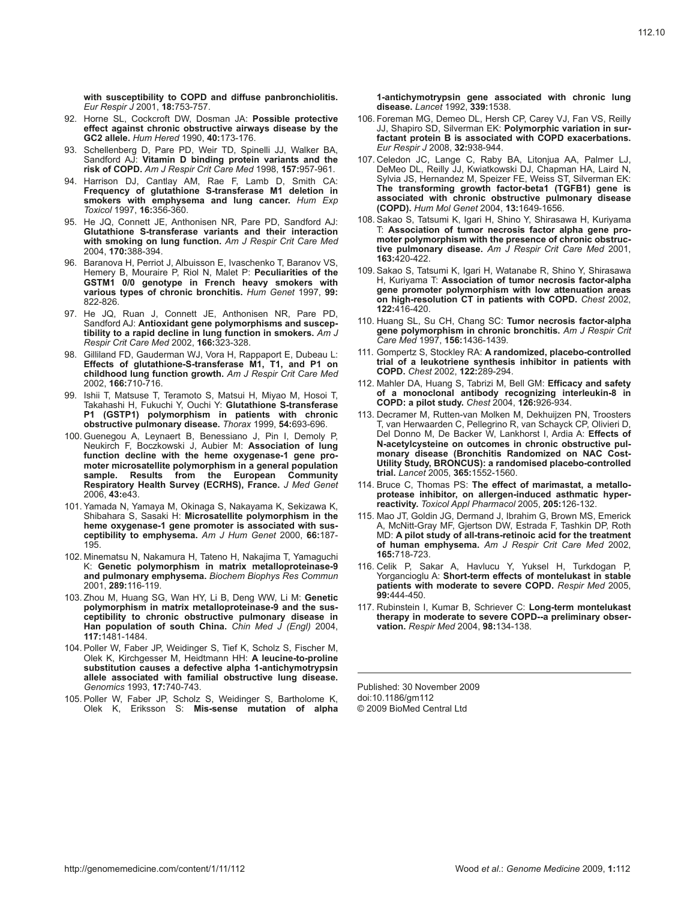with susceptibility to COPD and diffuse panbronchiolitis. *Eur Respir J* 2001, **18:**753-757.

92. Horne SL, Cockcroft DW, Dosman JA: **Possible protective effect against chronic obstructive airways disease by the GC2 allele.** *Hum Hered* 1990, **40:**173-176.
93. Schellenberg D, Pare PD, Weir TD, Spinelli JJ, Walker BA, Sandford AJ: **Vitamin D binding protein variants and the risk of COPD.** *Am J Respir Crit Care Med* 1998, **157:**957-961.
94. Harrison DJ, Cantlay AM, Rae F, Lamb D, Smith CA: **Frequency of glutathione S-transferase M1 deletion in smokers with emphysema and lung cancer.** *Hum Exp Toxicol* 1997, **16:**356-360.
95. He JQ, Connett JE, Anthonisen NR, Pare PD, Sandford AJ: **Glutathione S-transferase variants and their interaction with smoking on lung function.** *Am J Respir Crit Care Med* 2004, **170:**388-394.
96. Baranova H, Perriot J, Albuisson E, Ivaschenko T, Baranov VS, Hemery B, Mouraire P, Riol N, Malet P: **Peculiarities of the GSTM1 0/0 genotype in French heavy smokers with various types of chronic bronchitis.** *Hum Genet* 1997, **99:** 822-826.
97. He JQ, Ruan J, Connett JE, Anthonisen NR, Pare PD, Sandford AJ: **Antioxidant gene polymorphisms and susceptibility to a rapid decline in lung function in smokers.** *Am J Respir Crit Care Med* 2002, **166:**323-328.
98. Gilliland FD, Gauderman WJ, Vora H, Rappaport E, Dubeau L: **Effects of glutathione-S-transferase M1, T1, and P1 on childhood lung function growth.** *Am J Respir Crit Care Med* 2002, **166:**710-716.
99. Ishii T, Matsuse T, Teramoto S, Matsui H, Miyao M, Hosoi T, Takahashi H, Fukuchi Y, Ouchi Y: **Glutathione S-transferase P1 (GSTP1) polymorphism in patients with chronic obstructive pulmonary disease.** *Thorax* 1999, **54:**693-696.
100. Guenegou A, Leynaert B, Benessiano J, Pin I, Demoly P, Neukirch F, Boczkowski J, Aubier M: **Association of lung function decline with the heme oxygenase-1 gene promoter microsatellite polymorphism in a general population sample. Results from the European Community Respiratory Health Survey (ECRHS), France.** *J Med Genet* 2006, **43:**e43.
101. Yamada N, Yamaya M, Okinaga S, Nakayama K, Sekizawa K, Shibahara S, Sasaki H: **Microsatellite polymorphism in the heme oxygenase-1 gene promoter is associated with susceptibility to emphysema.** *Am J Hum Genet* 2000, **66:**187-195.
102. Minematsu N, Nakamura H, Tateno H, Nakajima T, Yamaguchi K: **Genetic polymorphism in matrix metalloproteinase-9 and pulmonary emphysema.** *Biochem Biophys Res Commun* 2001, **289:**116-119.
103. Zhou M, Huang SG, Wan HY, Li B, Deng WW, Li M: **Genetic polymorphism in matrix metalloproteinase-9 and the susceptibility to chronic obstructive pulmonary disease in Han population of south China.** *Chin Med J (Engl)* 2004, **117:**1481-1484.
104. Poller W, Faber JP, Weidinger S, Tief K, Scholz S, Fischer M, Olek K, Kirchgesser M, Heidtmann HH: **A leucine-to-proline substitution causes a defective alpha 1-antichymotrypsin allele associated with familial obstructive lung disease.** *Genomics* 1993, **17:**740-743.
105. Poller W, Faber JP, Scholz S, Weidinger S, Bartholome K, Olek K, Eriksson S: **Mis-sense mutation of alpha 1-antichymotrypsin gene associated with chronic lung disease.** *Lancet* 1992, **339:**1538.
106. Foreman MG, Demeo DL, Hersh CP, Carey VJ, Fan VS, Reilly JJ, Shapiro SD, Silverman EK: **Polymorphic variation in surfactant protein B is associated with COPD exacerbations.** *Eur Respir J* 2008, **32:**938-944.
107. Celedon JC, Lange C, Raby BA, Litonjua AA, Palmer LJ, DeMeo DL, Reilly JJ, Kwiatkowski DJ, Chapman HA, Laird N, Sylvia JS, Hernandez M, Speizer FE, Weiss ST, Silverman EK: **The transforming growth factor-beta1 (TGFB1) gene is associated with chronic obstructive pulmonary disease (COPD).** *Hum Mol Genet* 2004, **13:**1649-1656.
108. Sakao S, Tatsumi K, Igari H, Shino Y, Shirasawa H, Kuriyama T: **Association of tumor necrosis factor alpha gene promoter polymorphism with the presence of chronic obstructive pulmonary disease.** *Am J Respir Crit Care Med* 2001, **163:**420-422.
109. Sakao S, Tatsumi K, Igari H, Watanabe R, Shino Y, Shirasawa H, Kuriyama T: **Association of tumor necrosis factor-alpha gene promoter polymorphism with low attenuation areas on high-resolution CT in patients with COPD.** *Chest* 2002, **122:**416-420.
110. Huang SL, Su CH, Chang SC: **Tumor necrosis factor-alpha gene polymorphism in chronic bronchitis.** *Am J Respir Crit Care Med* 1997, **156:**1436-1439.
111. Gompertz S, Stockley RA: **A randomized, placebo-controlled trial of a leukotriene synthesis inhibitor in patients with COPD.** *Chest* 2002, **122:**289-294.
112. Mahler DA, Huang S, Tabrizi M, Bell GM: **Efficacy and safety of a monoclonal antibody recognizing interleukin-8 in COPD: a pilot study.** *Chest* 2004, **126:**926-934.
113. Decramer M, Rutten-van Molken M, Dekhuijzen PN, Troosters T, van Herwaarden C, Pellegrino R, van Schayck CP, Olivieri D, Del Donno M, De Backer W, Lankhorst I, Ardia A: **Effects of N-acetylcysteine on outcomes in chronic obstructive pulmonary disease (Bronchitis Randomized on NAC Cost-Utility Study, BRONCUS): a randomised placebo-controlled trial.** *Lancet* 2005, **365:**1552-1560.
114. Bruce C, Thomas PS: **The effect of marimastat, a metalloprotease inhibitor, on allergen-induced asthmatic hyperreactivity.** *Toxicol Appl Pharmacol* 2005, **205:**126-132.
115. Mao JT, Goldin JG, Dermand J, Ibrahim G, Brown MS, Emerick A, McNitt-Gray MF, Gjertson DW, Estrada F, Tashkin DP, Roth MD: **A pilot study of all-trans-retinoic acid for the treatment of human emphysema.** *Am J Respir Crit Care Med* 2002, **165:**718-723.
116. Celik P, Sakar A, Havlucu Y, Yuksel H, Turkdogan P, Yorgancioglu A: **Short-term effects of montelukast in stable patients with moderate to severe COPD.** *Respir Med* 2005, **99:**444-450.
117. Rubinstein I, Kumar B, Schriever C: **Long-term montelukast therapy in moderate to severe COPD--a preliminary observation.** *Respir Med* 2004, **98:**134-138.

Published: 30 November 2009
doi:10.1186/gm112
© 2009 BioMed Central Ltd